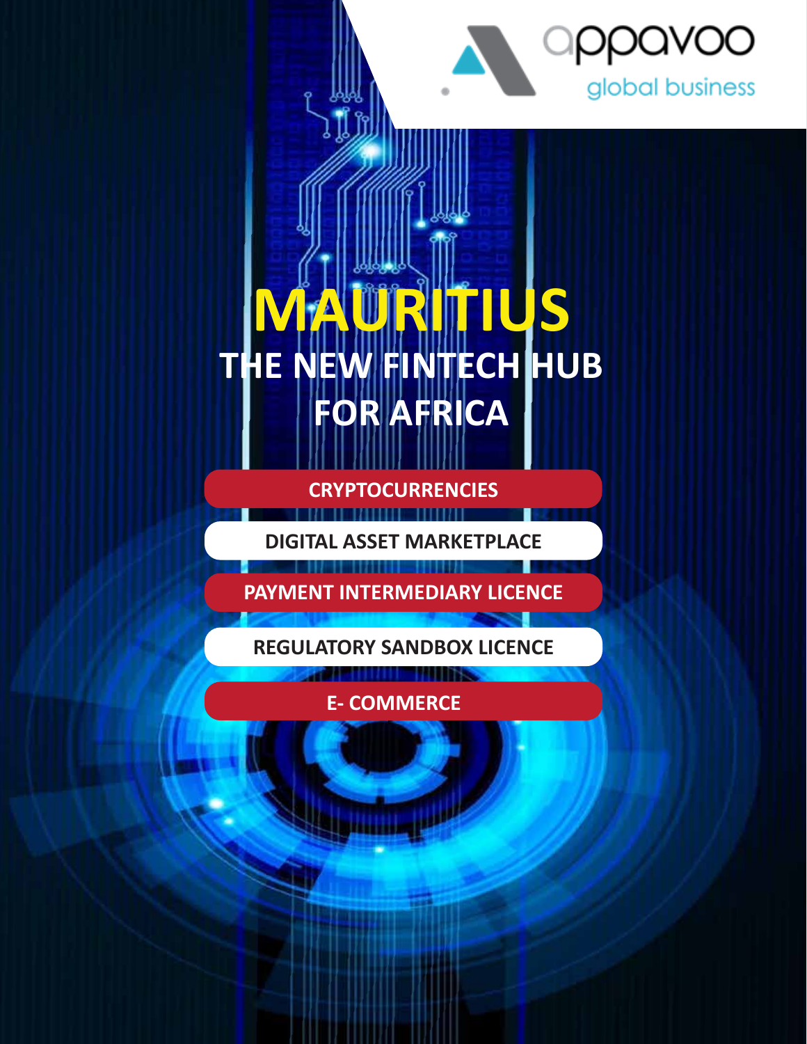appavoo global business

# MAURITIUS

## THE NEW FINTECH HUB FOR AFRICA

- CRYPTOCURRENCIES
- DIGITAL ASSET MARKETPLACE
- PAYMENT INTERMEDIARY LICENCE
- REGULATORY SANDBOX LICENCE
- E- COMMERCE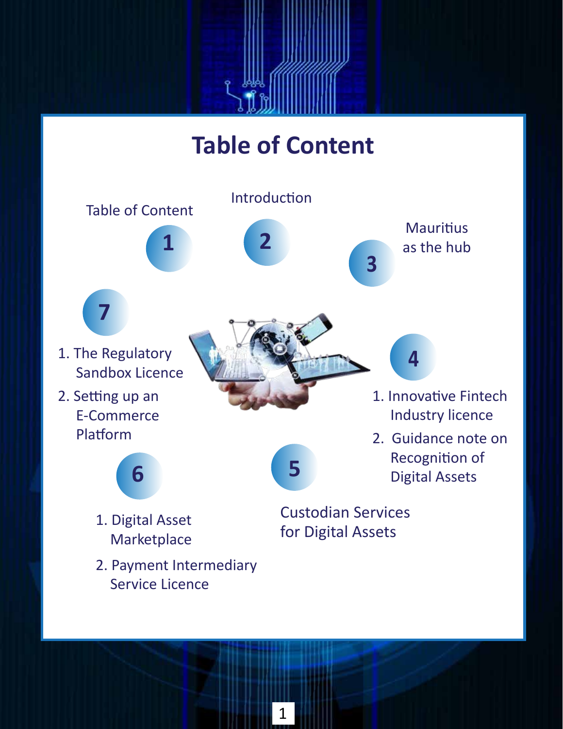# Table of Content

1. Table of Content

2. Introduction

3. Mauritius as the hub

4.
   1. Innovative Fintech Industry licence
   2. Guidance note on Recognition of Digital Assets

5. Custodian Services for Digital Assets

6.
   1. Digital Asset Marketplace
   2. Payment Intermediary Service Licence

7.
   1. The Regulatory Sandbox Licence
   2. Setting up an E-Commerce Platform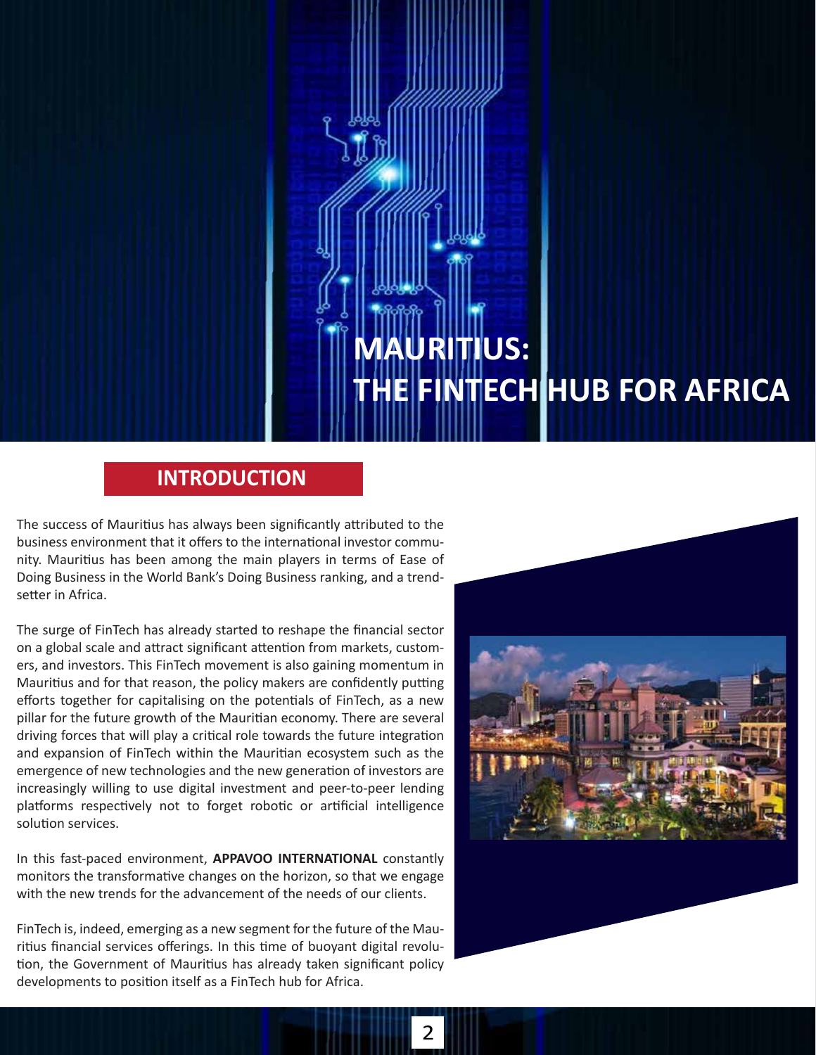# MAURITIUS: THE FINTECH HUB FOR AFRICA

## INTRODUCTION

The success of Mauritius has always been significantly attributed to the business environment that it offers to the international investor community. Mauritius has been among the main players in terms of Ease of Doing Business in the World Bank's Doing Business ranking, and a trendsetter in Africa.

The surge of FinTech has already started to reshape the financial sector on a global scale and attract significant attention from markets, customers, and investors. This FinTech movement is also gaining momentum in Mauritius and for that reason, the policy makers are confidently putting efforts together for capitalising on the potentials of FinTech, as a new pillar for the future growth of the Mauritian economy. There are several driving forces that will play a critical role towards the future integration and expansion of FinTech within the Mauritian ecosystem such as the emergence of new technologies and the new generation of investors are increasingly willing to use digital investment and peer-to-peer lending platforms respectively not to forget robotic or artificial intelligence solution services.

In this fast-paced environment, **APPAVOO INTERNATIONAL** constantly monitors the transformative changes on the horizon, so that we engage with the new trends for the advancement of the needs of our clients.

FinTech is, indeed, emerging as a new segment for the future of the Mauritius financial services offerings. In this time of buoyant digital revolution, the Government of Mauritius has already taken significant policy developments to position itself as a FinTech hub for Africa.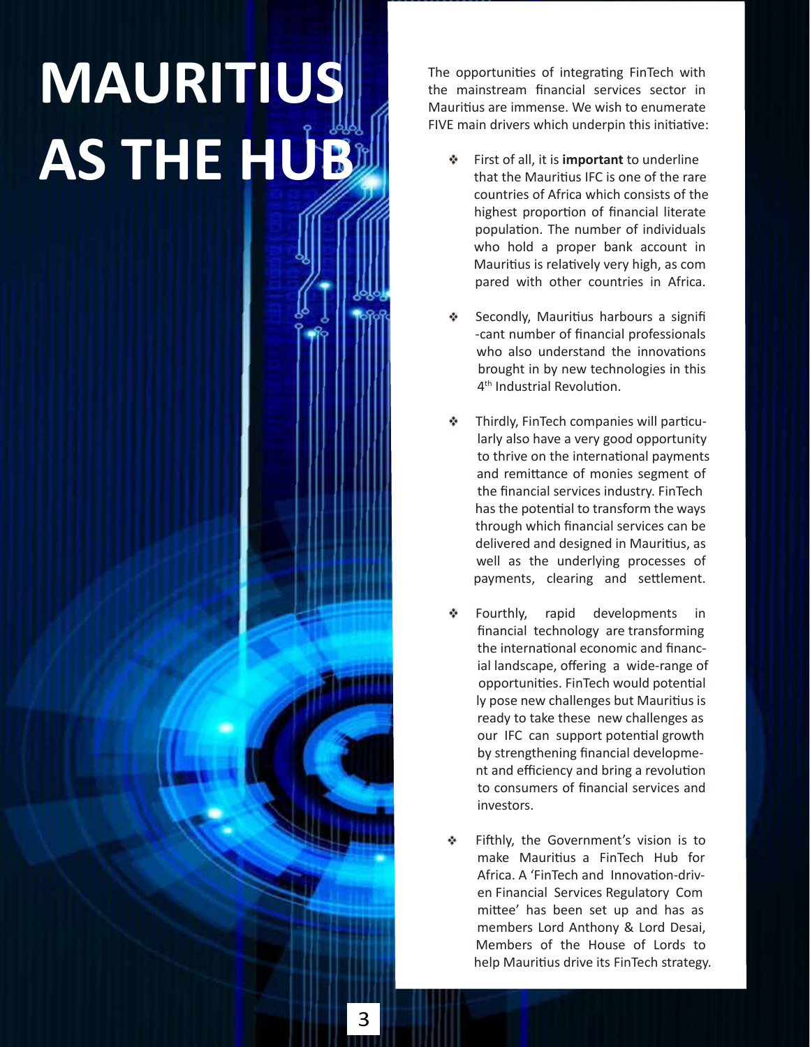# MAURITIUS AS THE HUB

The opportunities of integrating FinTech with the mainstream financial services sector in Mauritius are immense. We wish to enumerate FIVE main drivers which underpin this initiative:

- First of all, it is **important** to underline that the Mauritius IFC is one of the rare countries of Africa which consists of the highest proportion of financial literate population. The number of individuals who hold a proper bank account in Mauritius is relatively very high, as compared with other countries in Africa.

- Secondly, Mauritius harbours a significant number of financial professionals who also understand the innovations brought in by new technologies in this 4th Industrial Revolution.

- Thirdly, FinTech companies will particularly also have a very good opportunity to thrive on the international payments and remittance of monies segment of the financial services industry. FinTech has the potential to transform the ways through which financial services can be delivered and designed in Mauritius, as well as the underlying processes of payments, clearing and settlement.

- Fourthly, rapid developments in financial technology are transforming the international economic and financial landscape, offering a wide-range of opportunities. FinTech would potentially pose new challenges but Mauritius is ready to take these new challenges as our IFC can support potential growth by strengthening financial development and efficiency and bring a revolution to consumers of financial services and investors.

- Fifthly, the Government's vision is to make Mauritius a FinTech Hub for Africa. A 'FinTech and Innovation-driven Financial Services Regulatory Committee' has been set up and has as members Lord Anthony & Lord Desai, Members of the House of Lords to help Mauritius drive its FinTech strategy.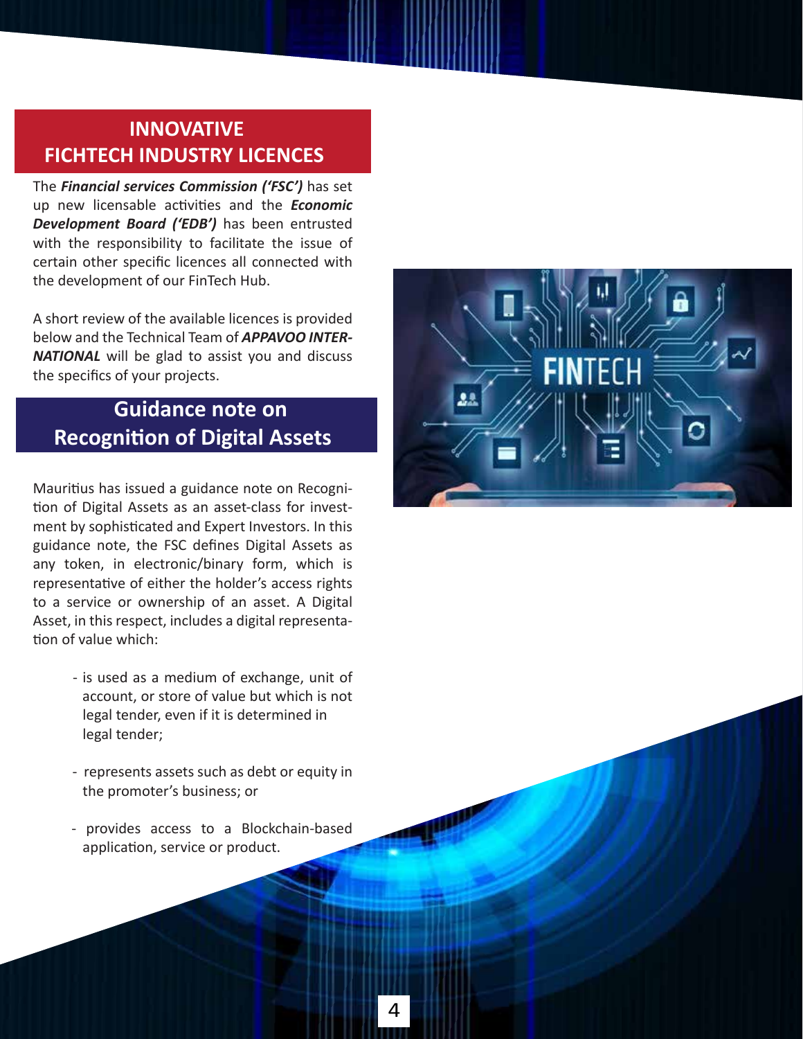## INNOVATIVE FICHTECH INDUSTRY LICENCES

The ***Financial services Commission ('FSC')*** has set up new licensable activities and the ***Economic Development Board ('EDB')*** has been entrusted with the responsibility to facilitate the issue of certain other specific licences all connected with the development of our FinTech Hub.

A short review of the available licences is provided below and the Technical Team of ***APPAVOO INTERNATIONAL*** will be glad to assist you and discuss the specifics of your projects.

## Guidance note on Recognition of Digital Assets

Mauritius has issued a guidance note on Recognition of Digital Assets as an asset-class for investment by sophisticated and Expert Investors. In this guidance note, the FSC defines Digital Assets as any token, in electronic/binary form, which is representative of either the holder's access rights to a service or ownership of an asset. A Digital Asset, in this respect, includes a digital representation of value which:

- is used as a medium of exchange, unit of account, or store of value but which is not legal tender, even if it is determined in legal tender;
- represents assets such as debt or equity in the promoter's business; or
- provides access to a Blockchain-based application, service or product.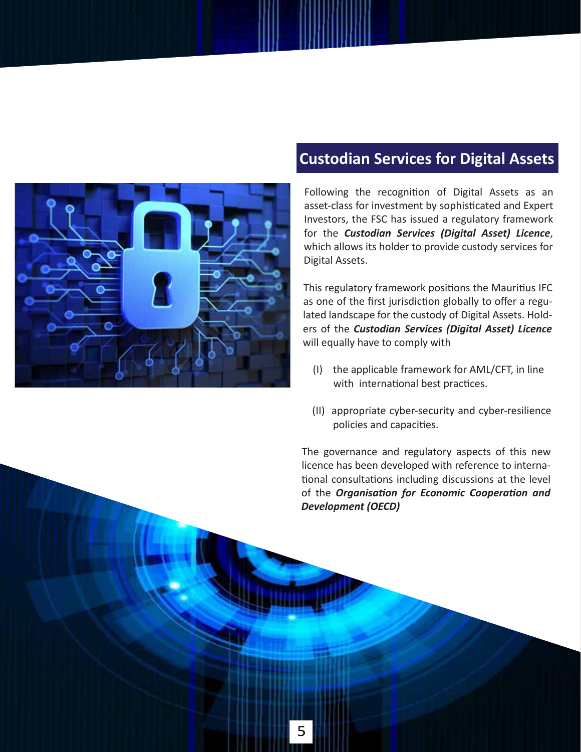## Custodian Services for Digital Assets

Following the recognition of Digital Assets as an asset-class for investment by sophisticated and Expert Investors, the FSC has issued a regulatory framework for the ***Custodian Services (Digital Asset) Licence***, which allows its holder to provide custody services for Digital Assets.

This regulatory framework positions the Mauritius IFC as one of the first jurisdiction globally to offer a regulated landscape for the custody of Digital Assets. Holders of the ***Custodian Services (Digital Asset) Licence*** will equally have to comply with

(I) the applicable framework for AML/CFT, in line with international best practices.

(II) appropriate cyber-security and cyber-resilience policies and capacities.

The governance and regulatory aspects of this new licence has been developed with reference to international consultations including discussions at the level of the ***Organisation for Economic Cooperation and Development (OECD)***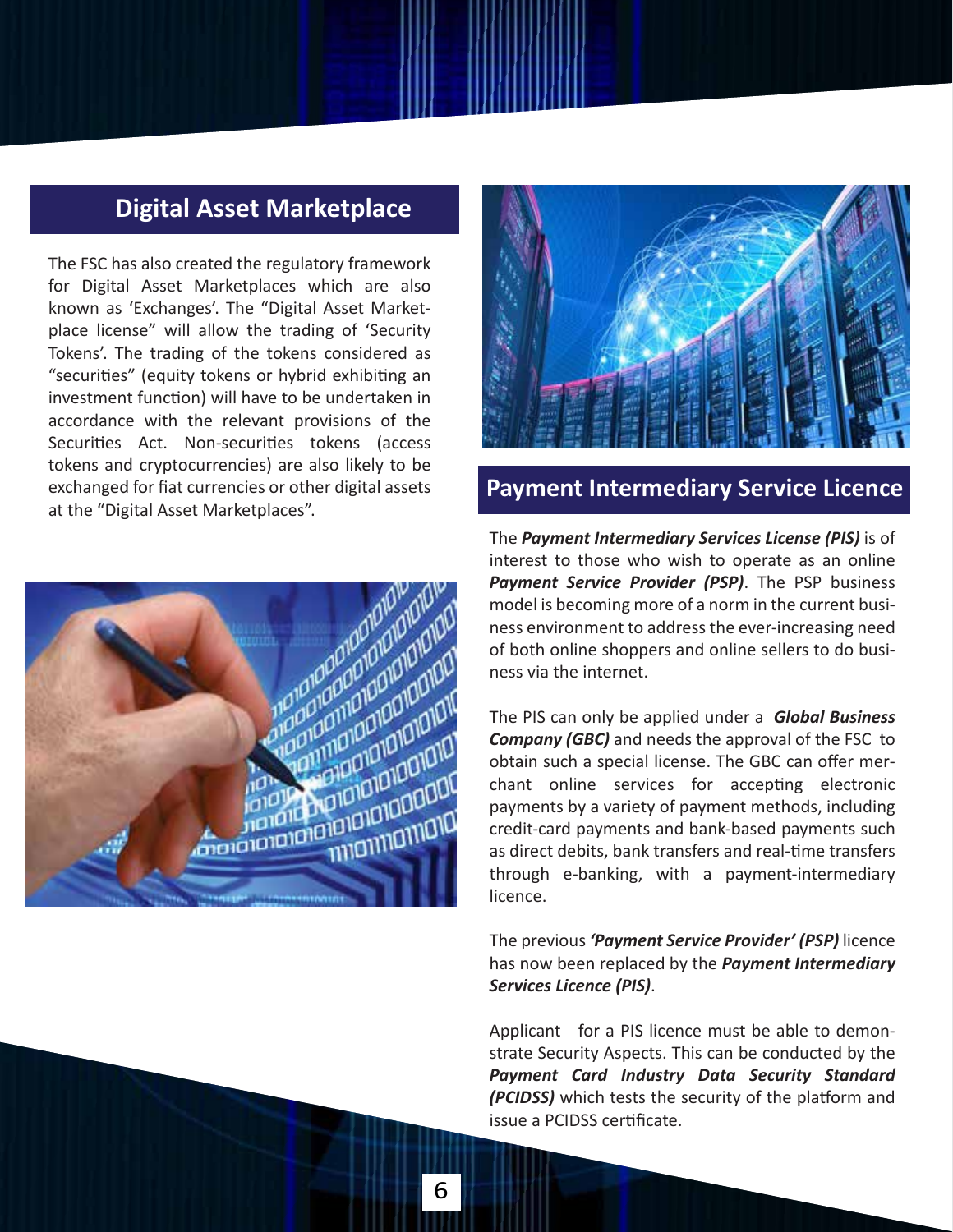## Digital Asset Marketplace

The FSC has also created the regulatory framework for Digital Asset Marketplaces which are also known as 'Exchanges'. The "Digital Asset Marketplace license" will allow the trading of 'Security Tokens'. The trading of the tokens considered as "securities" (equity tokens or hybrid exhibiting an investment function) will have to be undertaken in accordance with the relevant provisions of the Securities Act. Non-securities tokens (access tokens and cryptocurrencies) are also likely to be exchanged for fiat currencies or other digital assets at the "Digital Asset Marketplaces".

## Payment Intermediary Service Licence

The ***Payment Intermediary Services License (PIS)*** is of interest to those who wish to operate as an online ***Payment Service Provider (PSP)***. The PSP business model is becoming more of a norm in the current business environment to address the ever-increasing need of both online shoppers and online sellers to do business via the internet.

The PIS can only be applied under a ***Global Business Company (GBC)*** and needs the approval of the FSC to obtain such a special license. The GBC can offer merchant online services for accepting electronic payments by a variety of payment methods, including credit-card payments and bank-based payments such as direct debits, bank transfers and real-time transfers through e-banking, with a payment-intermediary licence.

The previous ***'Payment Service Provider' (PSP)*** licence has now been replaced by the ***Payment Intermediary Services Licence (PIS)***.

Applicant for a PIS licence must be able to demonstrate Security Aspects. This can be conducted by the ***Payment Card Industry Data Security Standard (PCIDSS)*** which tests the security of the platform and issue a PCIDSS certificate.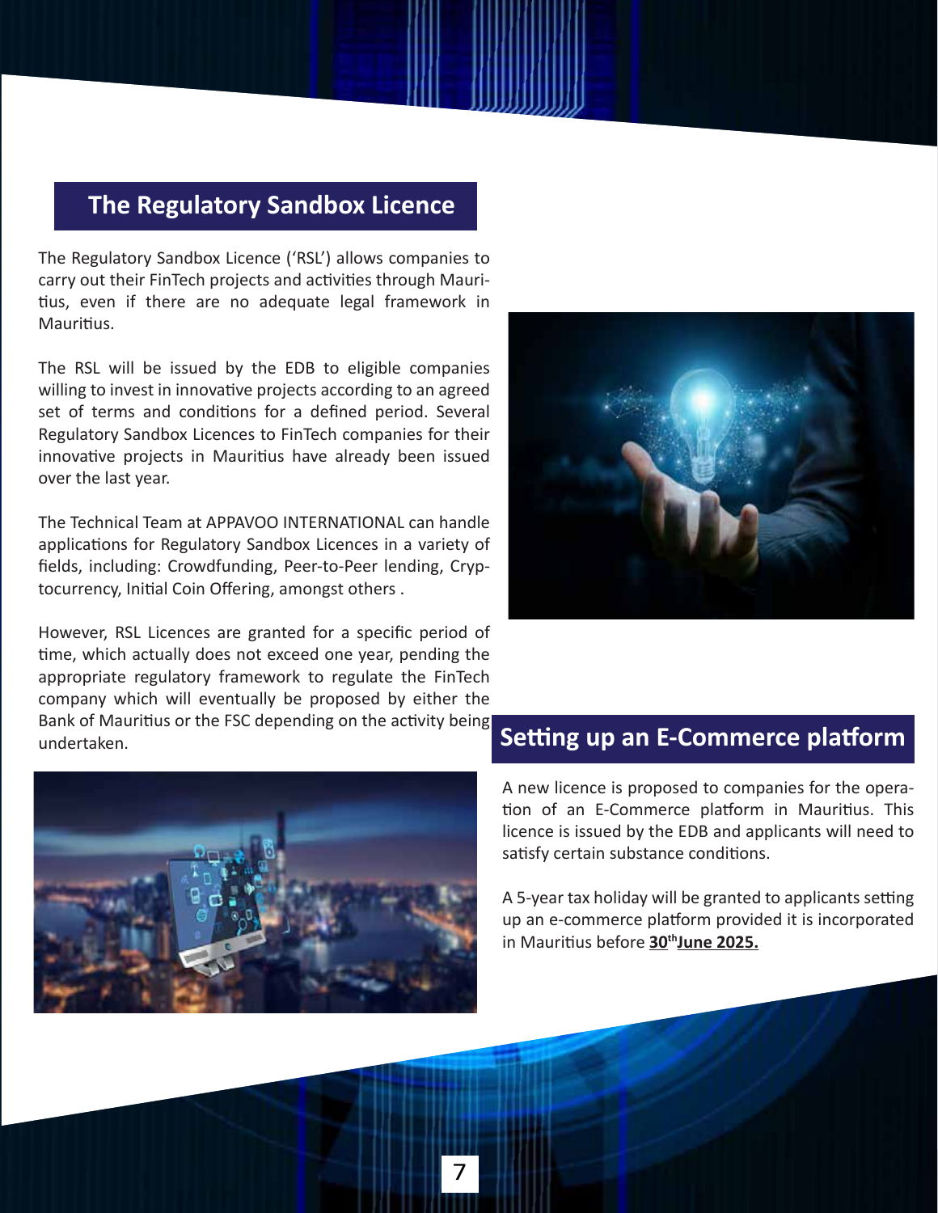## The Regulatory Sandbox Licence

The Regulatory Sandbox Licence ('RSL') allows companies to carry out their FinTech projects and activities through Mauritius, even if there are no adequate legal framework in Mauritius.

The RSL will be issued by the EDB to eligible companies willing to invest in innovative projects according to an agreed set of terms and conditions for a defined period. Several Regulatory Sandbox Licences to FinTech companies for their innovative projects in Mauritius have already been issued over the last year.

The Technical Team at APPAVOO INTERNATIONAL can handle applications for Regulatory Sandbox Licences in a variety of fields, including: Crowdfunding, Peer-to-Peer lending, Cryptocurrency, Initial Coin Offering, amongst others .

However, RSL Licences are granted for a specific period of time, which actually does not exceed one year, pending the appropriate regulatory framework to regulate the FinTech company which will eventually be proposed by either the Bank of Mauritius or the FSC depending on the activity being undertaken.

## Setting up an E-Commerce platform

A new licence is proposed to companies for the operation of an E-Commerce platform in Mauritius. This licence is issued by the EDB and applicants will need to satisfy certain substance conditions.

A 5-year tax holiday will be granted to applicants setting up an e-commerce platform provided it is incorporated in Mauritius before **30th June 2025.**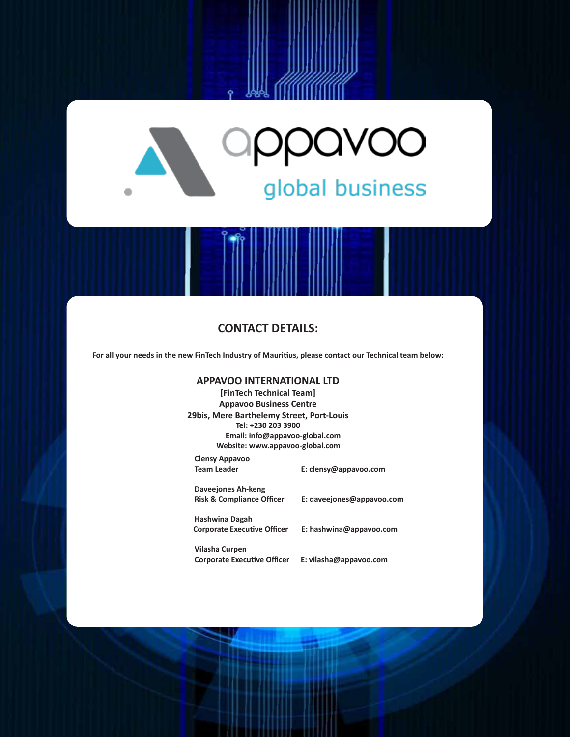appavoo
global business

## CONTACT DETAILS:

**For all your needs in the new FinTech Industry of Mauritius, please contact our Technical team below:**

**APPAVOO INTERNATIONAL LTD**
**[FinTech Technical Team]**
**Appavoo Business Centre**
**29bis, Mere Barthelemy Street, Port-Louis**
**Tel: +230 203 3900**
**Email: info@appavoo-global.com**
**Website: www.appavoo-global.com**

**Clensy Appavoo**
**Team Leader** — **E: clensy@appavoo.com**

**Daveejones Ah-keng**
**Risk & Compliance Officer** — **E: daveejones@appavoo.com**

**Hashwina Dagah**
**Corporate Executive Officer** — **E: hashwina@appavoo.com**

**Vilasha Curpen**
**Corporate Executive Officer** — **E: vilasha@appavoo.com**